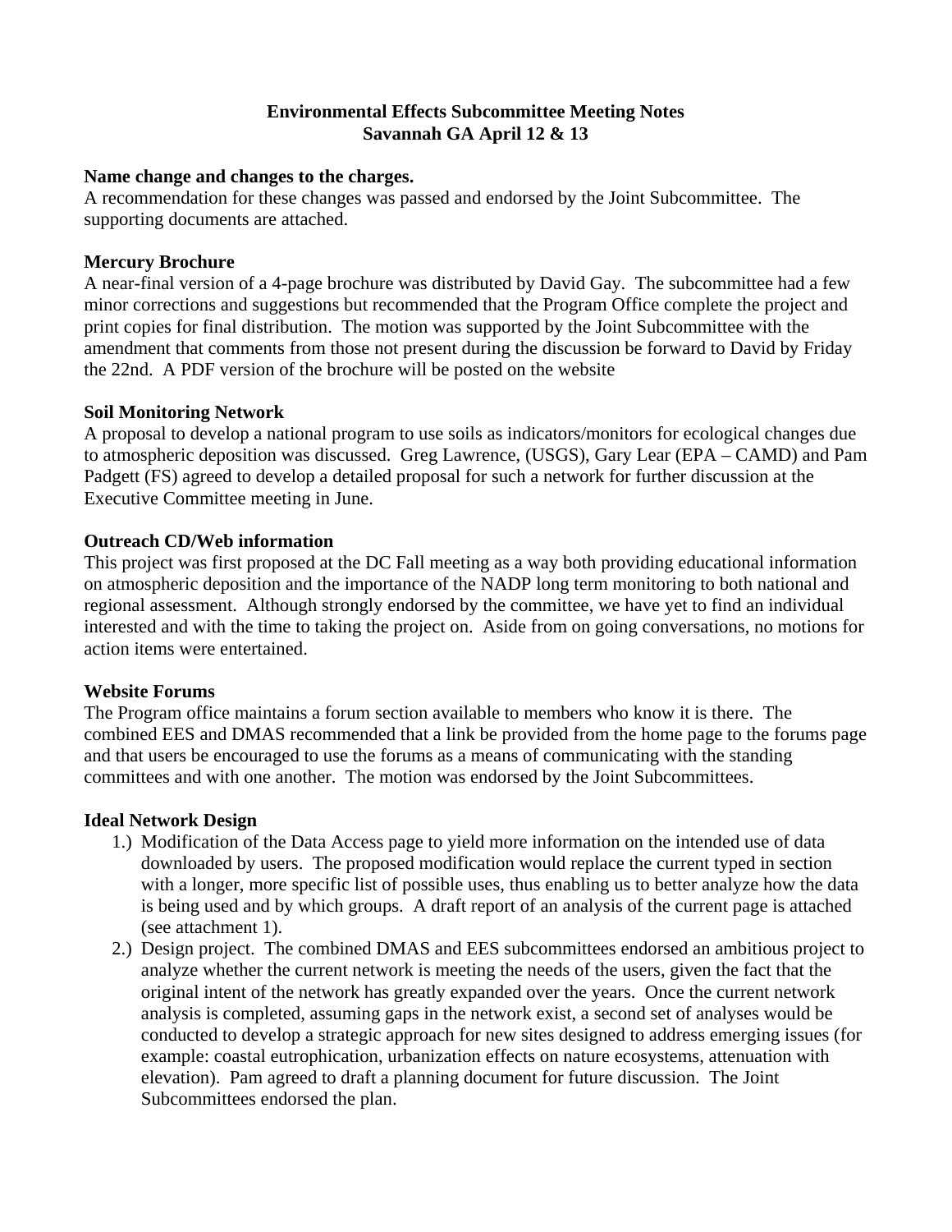# Environmental Effects Subcommittee Meeting Notes
## Savannah GA April 12 & 13

**Name change and changes to the charges.**

A recommendation for these changes was passed and endorsed by the Joint Subcommittee. The supporting documents are attached.

**Mercury Brochure**

A near-final version of a 4-page brochure was distributed by David Gay. The subcommittee had a few minor corrections and suggestions but recommended that the Program Office complete the project and print copies for final distribution. The motion was supported by the Joint Subcommittee with the amendment that comments from those not present during the discussion be forward to David by Friday the 22nd. A PDF version of the brochure will be posted on the website

**Soil Monitoring Network**

A proposal to develop a national program to use soils as indicators/monitors for ecological changes due to atmospheric deposition was discussed. Greg Lawrence, (USGS), Gary Lear (EPA – CAMD) and Pam Padgett (FS) agreed to develop a detailed proposal for such a network for further discussion at the Executive Committee meeting in June.

**Outreach CD/Web information**

This project was first proposed at the DC Fall meeting as a way both providing educational information on atmospheric deposition and the importance of the NADP long term monitoring to both national and regional assessment. Although strongly endorsed by the committee, we have yet to find an individual interested and with the time to taking the project on. Aside from on going conversations, no motions for action items were entertained.

**Website Forums**

The Program office maintains a forum section available to members who know it is there. The combined EES and DMAS recommended that a link be provided from the home page to the forums page and that users be encouraged to use the forums as a means of communicating with the standing committees and with one another. The motion was endorsed by the Joint Subcommittees.

**Ideal Network Design**

1.) Modification of the Data Access page to yield more information on the intended use of data downloaded by users. The proposed modification would replace the current typed in section with a longer, more specific list of possible uses, thus enabling us to better analyze how the data is being used and by which groups. A draft report of an analysis of the current page is attached (see attachment 1).
2.) Design project. The combined DMAS and EES subcommittees endorsed an ambitious project to analyze whether the current network is meeting the needs of the users, given the fact that the original intent of the network has greatly expanded over the years. Once the current network analysis is completed, assuming gaps in the network exist, a second set of analyses would be conducted to develop a strategic approach for new sites designed to address emerging issues (for example: coastal eutrophication, urbanization effects on nature ecosystems, attenuation with elevation). Pam agreed to draft a planning document for future discussion. The Joint Subcommittees endorsed the plan.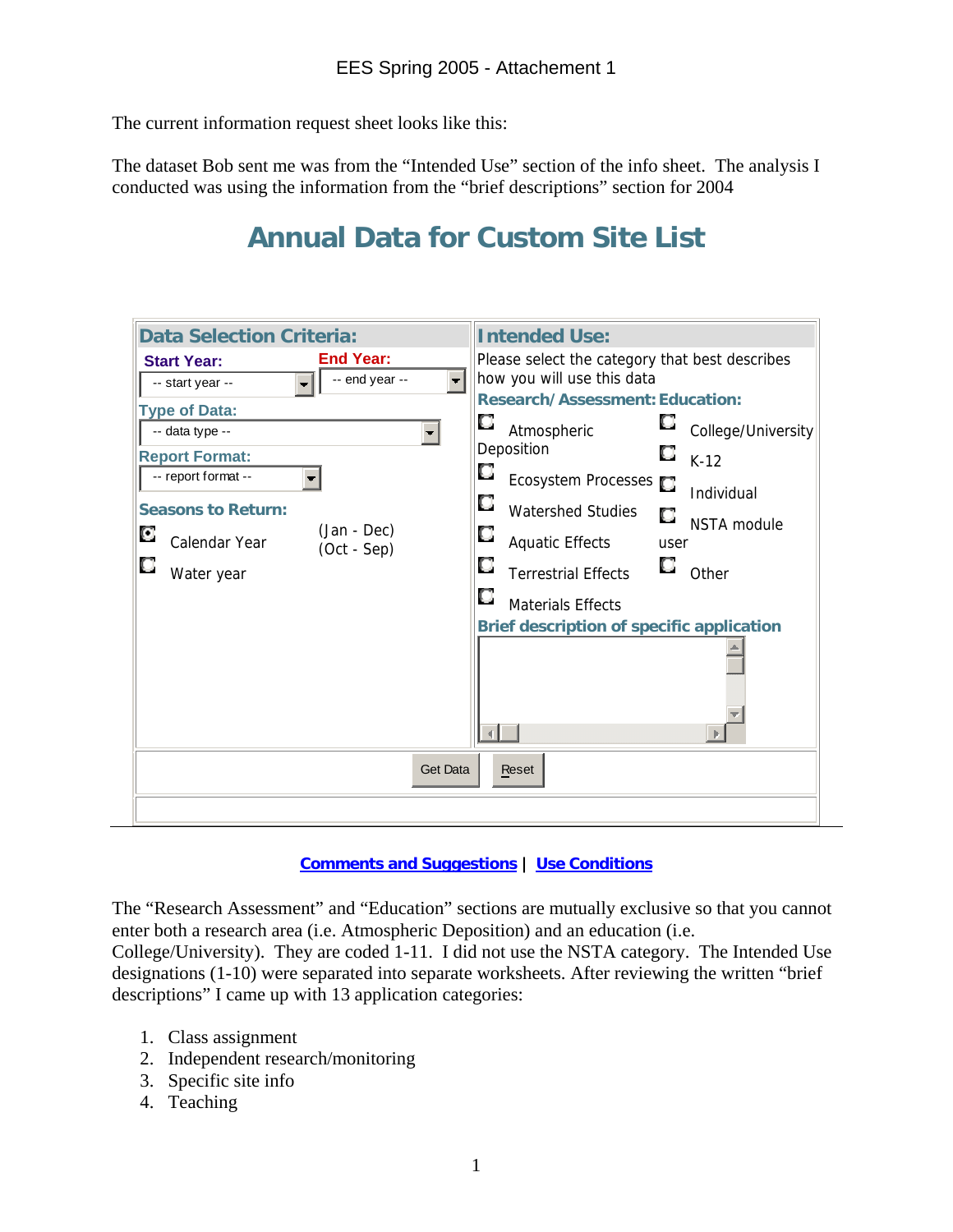EES Spring 2005 - Attachement 1

The current information request sheet looks like this:

The dataset Bob sent me was from the "Intended Use" section of the info sheet. The analysis I conducted was using the information from the "brief descriptions" section for 2004

# Annual Data for Custom Site List

**Data Selection Criteria:**

**Start Year:** -- start year --

**End Year:** -- end year --

**Type of Data:** -- data type --

**Report Format:** -- report format --

**Seasons to Return:**

- Calendar Year (Jan - Dec)
- Water year (Oct - Sep)

**Intended Use:**

Please select the category that best describes how you will use this data

**Research/ Assessment:**

- Atmospheric Deposition
- Ecosystem Processes
- Watershed Studies
- Aquatic Effects
- Terrestrial Effects
- Materials Effects

**Education:**

- College/University
- K-12
- Individual
- NSTA module user
- Other

**Brief description of specific application**

Get Data | Reset

**Comments and Suggestions** | **Use Conditions**

The "Research Assessment" and "Education" sections are mutually exclusive so that you cannot enter both a research area (i.e. Atmospheric Deposition) and an education (i.e. College/University). They are coded 1-11. I did not use the NSTA category. The Intended Use designations (1-10) were separated into separate worksheets. After reviewing the written "brief descriptions" I came up with 13 application categories:

1. Class assignment
2. Independent research/monitoring
3. Specific site info
4. Teaching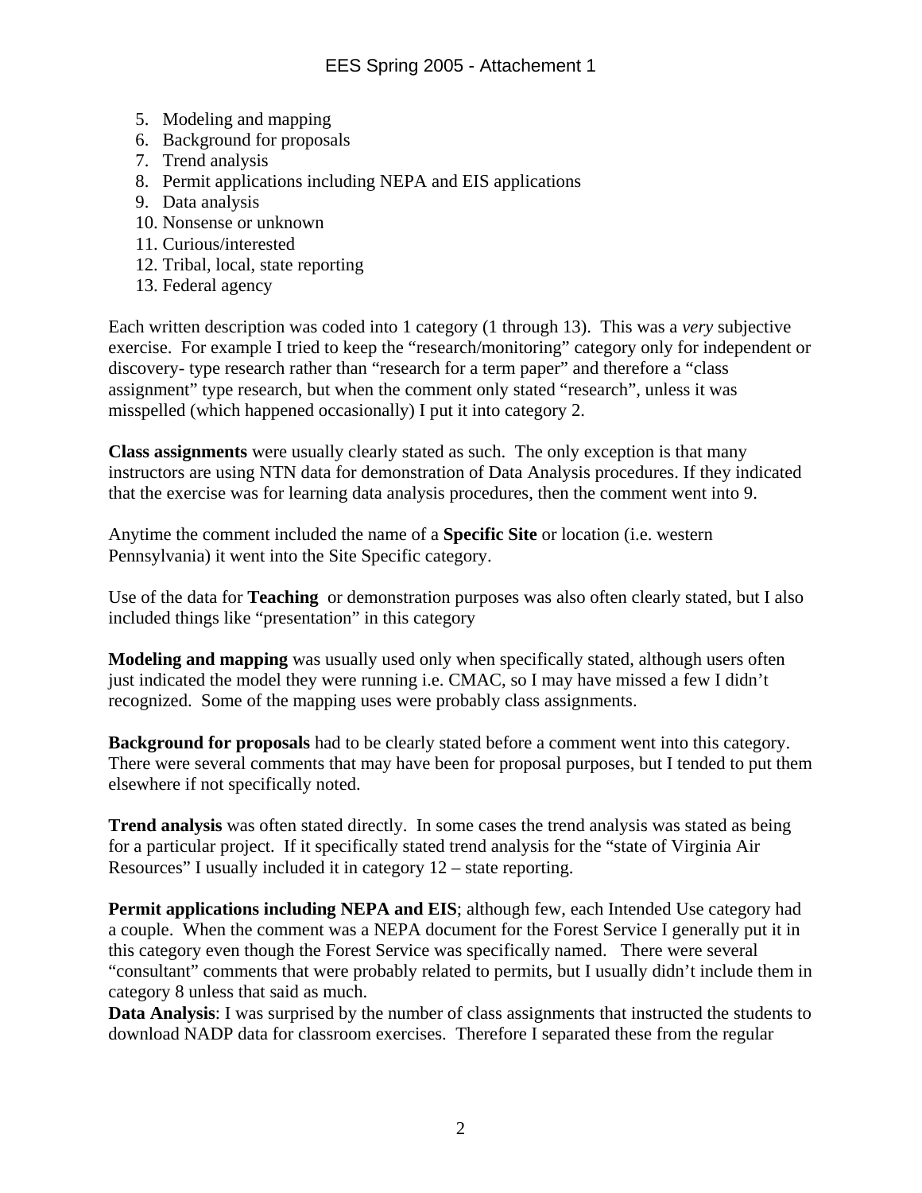5. Modeling and mapping
6. Background for proposals
7. Trend analysis
8. Permit applications including NEPA and EIS applications
9. Data analysis
10. Nonsense or unknown
11. Curious/interested
12. Tribal, local, state reporting
13. Federal agency

Each written description was coded into 1 category (1 through 13). This was a *very* subjective exercise. For example I tried to keep the "research/monitoring" category only for independent or discovery- type research rather than "research for a term paper" and therefore a "class assignment" type research, but when the comment only stated "research", unless it was misspelled (which happened occasionally) I put it into category 2.

**Class assignments** were usually clearly stated as such. The only exception is that many instructors are using NTN data for demonstration of Data Analysis procedures. If they indicated that the exercise was for learning data analysis procedures, then the comment went into 9.

Anytime the comment included the name of a **Specific Site** or location (i.e. western Pennsylvania) it went into the Site Specific category.

Use of the data for **Teaching** or demonstration purposes was also often clearly stated, but I also included things like "presentation" in this category

**Modeling and mapping** was usually used only when specifically stated, although users often just indicated the model they were running i.e. CMAC, so I may have missed a few I didn't recognized. Some of the mapping uses were probably class assignments.

**Background for proposals** had to be clearly stated before a comment went into this category. There were several comments that may have been for proposal purposes, but I tended to put them elsewhere if not specifically noted.

**Trend analysis** was often stated directly. In some cases the trend analysis was stated as being for a particular project. If it specifically stated trend analysis for the "state of Virginia Air Resources" I usually included it in category 12 – state reporting.

**Permit applications including NEPA and EIS**; although few, each Intended Use category had a couple. When the comment was a NEPA document for the Forest Service I generally put it in this category even though the Forest Service was specifically named. There were several "consultant" comments that were probably related to permits, but I usually didn't include them in category 8 unless that said as much.

**Data Analysis**: I was surprised by the number of class assignments that instructed the students to download NADP data for classroom exercises. Therefore I separated these from the regular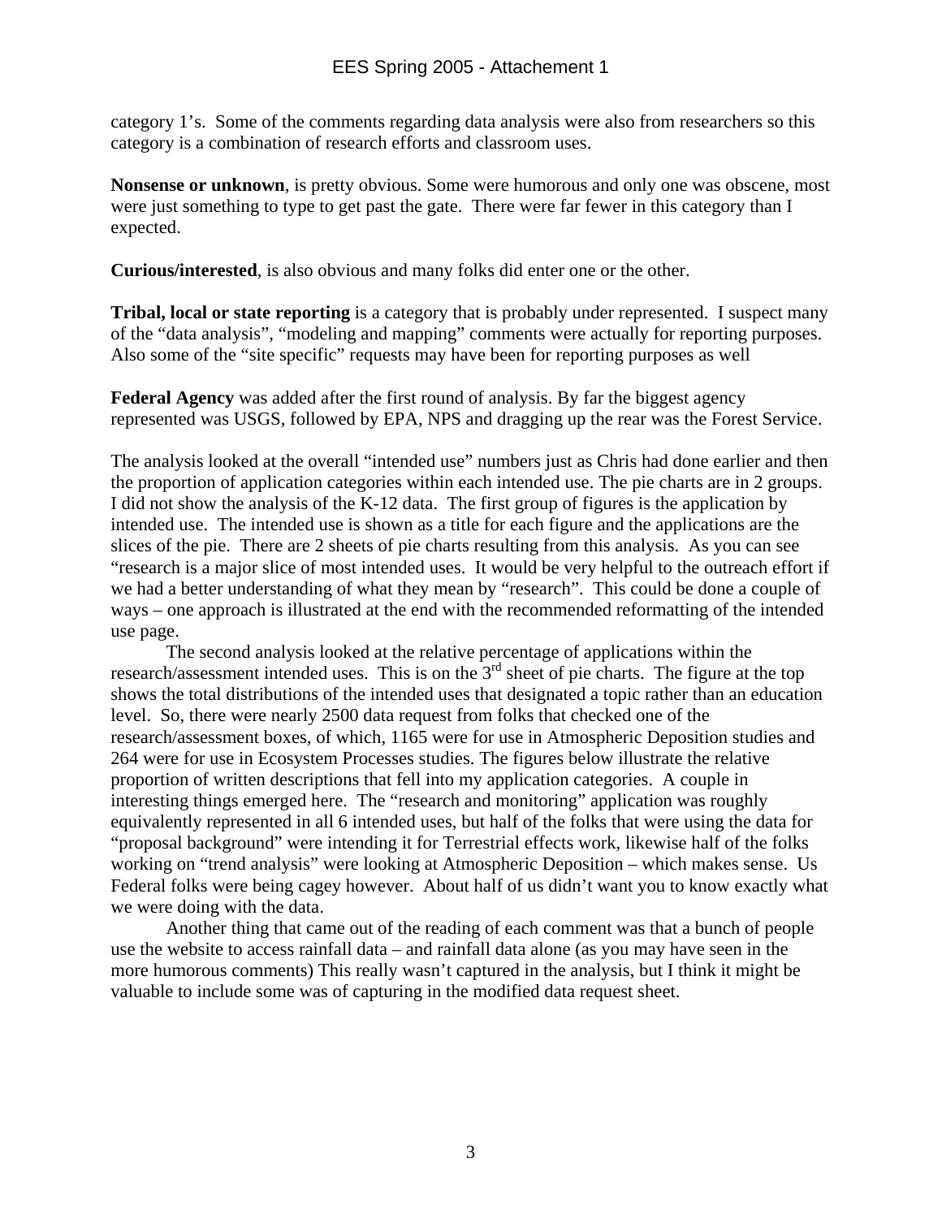category 1's. Some of the comments regarding data analysis were also from researchers so this category is a combination of research efforts and classroom uses.

**Nonsense or unknown**, is pretty obvious. Some were humorous and only one was obscene, most were just something to type to get past the gate. There were far fewer in this category than I expected.

**Curious/interested**, is also obvious and many folks did enter one or the other.

**Tribal, local or state reporting** is a category that is probably under represented. I suspect many of the "data analysis", "modeling and mapping" comments were actually for reporting purposes. Also some of the "site specific" requests may have been for reporting purposes as well

**Federal Agency** was added after the first round of analysis. By far the biggest agency represented was USGS, followed by EPA, NPS and dragging up the rear was the Forest Service.

The analysis looked at the overall "intended use" numbers just as Chris had done earlier and then the proportion of application categories within each intended use. The pie charts are in 2 groups. I did not show the analysis of the K-12 data. The first group of figures is the application by intended use. The intended use is shown as a title for each figure and the applications are the slices of the pie. There are 2 sheets of pie charts resulting from this analysis. As you can see "research is a major slice of most intended uses. It would be very helpful to the outreach effort if we had a better understanding of what they mean by "research". This could be done a couple of ways – one approach is illustrated at the end with the recommended reformatting of the intended use page.

The second analysis looked at the relative percentage of applications within the research/assessment intended uses. This is on the 3rd sheet of pie charts. The figure at the top shows the total distributions of the intended uses that designated a topic rather than an education level. So, there were nearly 2500 data request from folks that checked one of the research/assessment boxes, of which, 1165 were for use in Atmospheric Deposition studies and 264 were for use in Ecosystem Processes studies. The figures below illustrate the relative proportion of written descriptions that fell into my application categories. A couple in interesting things emerged here. The "research and monitoring" application was roughly equivalently represented in all 6 intended uses, but half of the folks that were using the data for "proposal background" were intending it for Terrestrial effects work, likewise half of the folks working on "trend analysis" were looking at Atmospheric Deposition – which makes sense. Us Federal folks were being cagey however. About half of us didn't want you to know exactly what we were doing with the data.

Another thing that came out of the reading of each comment was that a bunch of people use the website to access rainfall data – and rainfall data alone (as you may have seen in the more humorous comments) This really wasn't captured in the analysis, but I think it might be valuable to include some was of capturing in the modified data request sheet.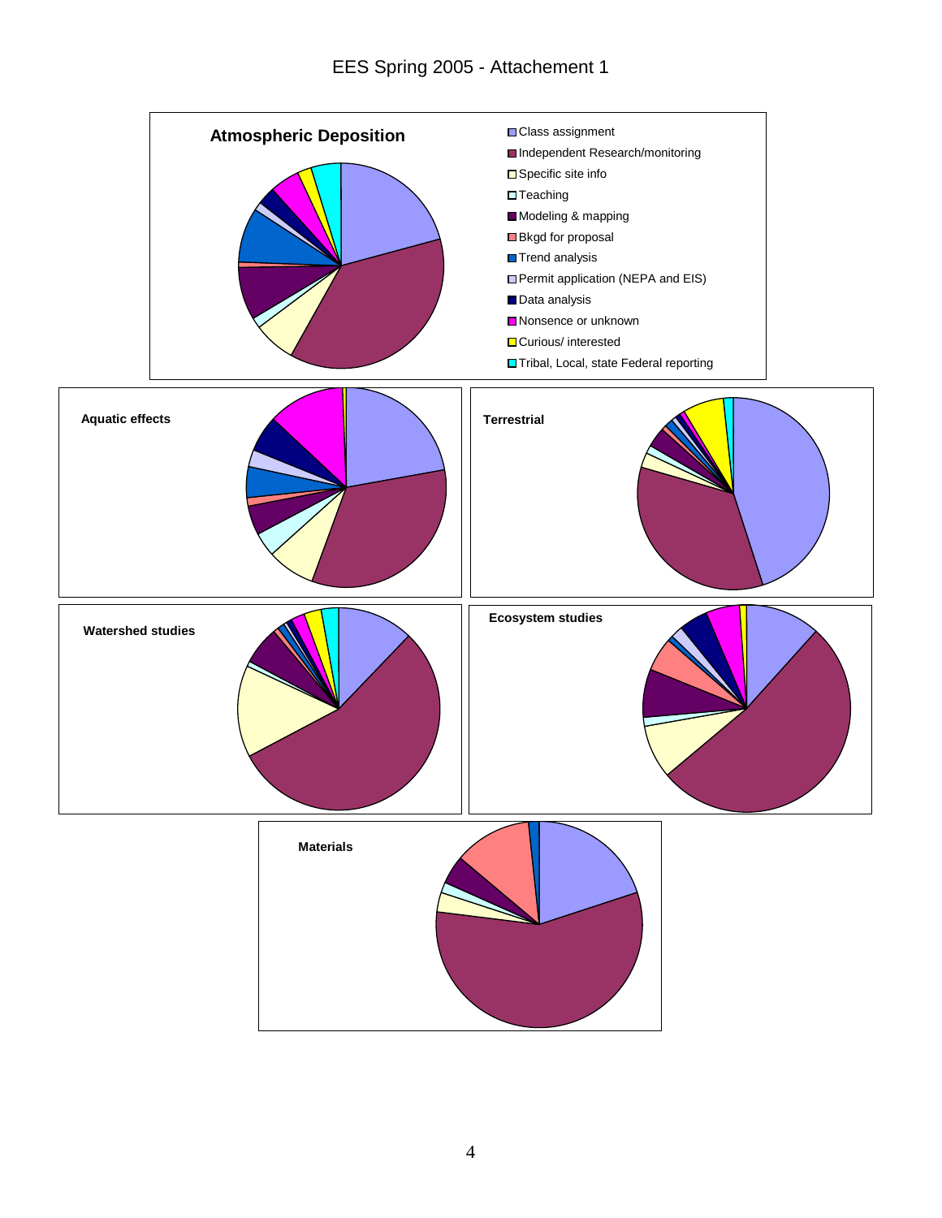# EES Spring 2005 - Attachement 1

**Atmospheric Deposition**

- Class assignment
- Independent Research/monitoring
- Specific site info
- Teaching
- Modeling & mapping
- Bkgd for proposal
- Trend analysis
- Permit application (NEPA and EIS)
- Data analysis
- Nonsence or unknown
- Curious/ interested
- Tribal, Local, state Federal reporting

**Aquatic effects**

**Terrestrial**

**Watershed studies**

**Ecosystem studies**

**Materials**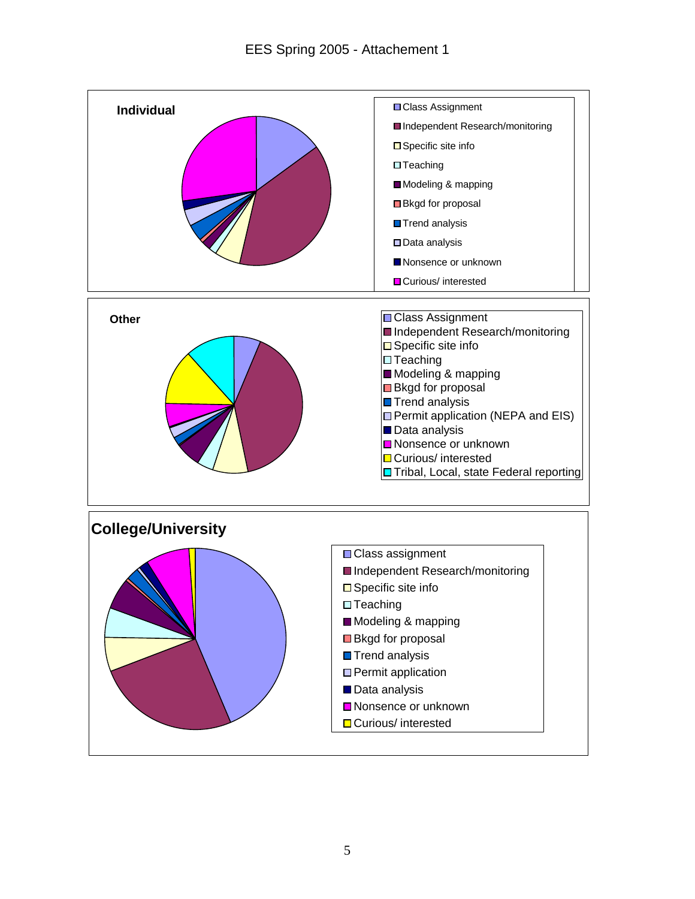EES Spring 2005 - Attachement 1

**Individual**

- Class Assignment
- Independent Research/monitoring
- Specific site info
- Teaching
- Modeling & mapping
- Bkgd for proposal
- Trend analysis
- Data analysis
- Nonsence or unknown
- Curious/ interested

**Other**

- Class Assignment
- Independent Research/monitoring
- Specific site info
- Teaching
- Modeling & mapping
- Bkgd for proposal
- Trend analysis
- Permit application (NEPA and EIS)
- Data analysis
- Nonsence or unknown
- Curious/ interested
- Tribal, Local, state Federal reporting

**College/University**

- Class assignment
- Independent Research/monitoring
- Specific site info
- Teaching
- Modeling & mapping
- Bkgd for proposal
- Trend analysis
- Permit application
- Data analysis
- Nonsence or unknown
- Curious/ interested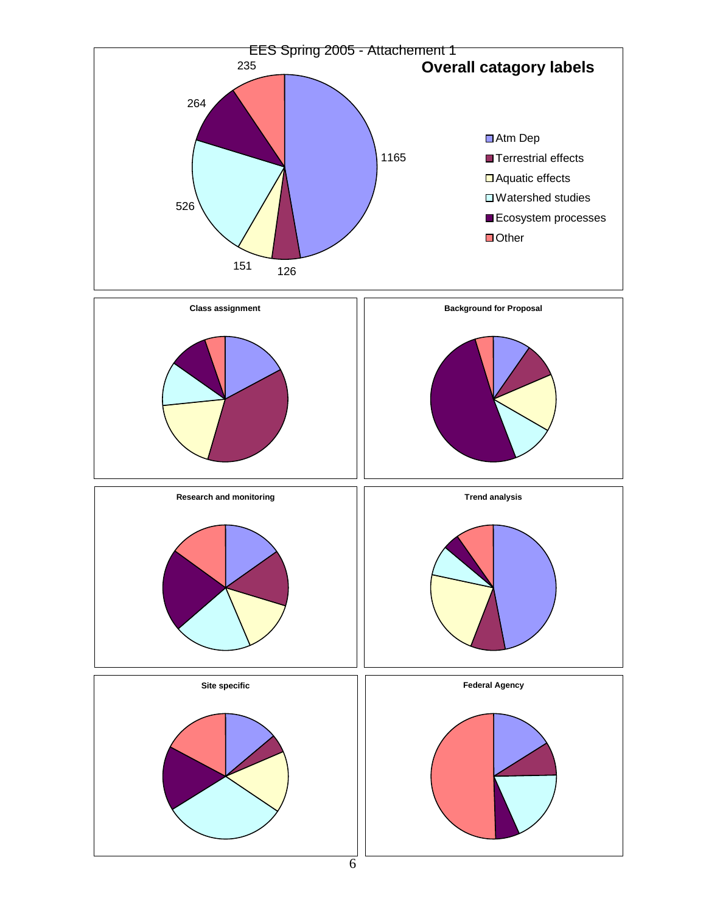EES Spring 2005 - Attachement 1

**Overall catagory labels**

| Category | Count |
|---|---|
| Atm Dep | 1165 |
| Terrestrial effects | 126 |
| Aquatic effects | 151 |
| Watershed studies | 526 |
| Ecosystem processes | 264 |
| Other | 235 |

**Class assignment**

**Background for Proposal**

**Research and monitoring**

**Trend analysis**

**Site specific**

**Federal Agency**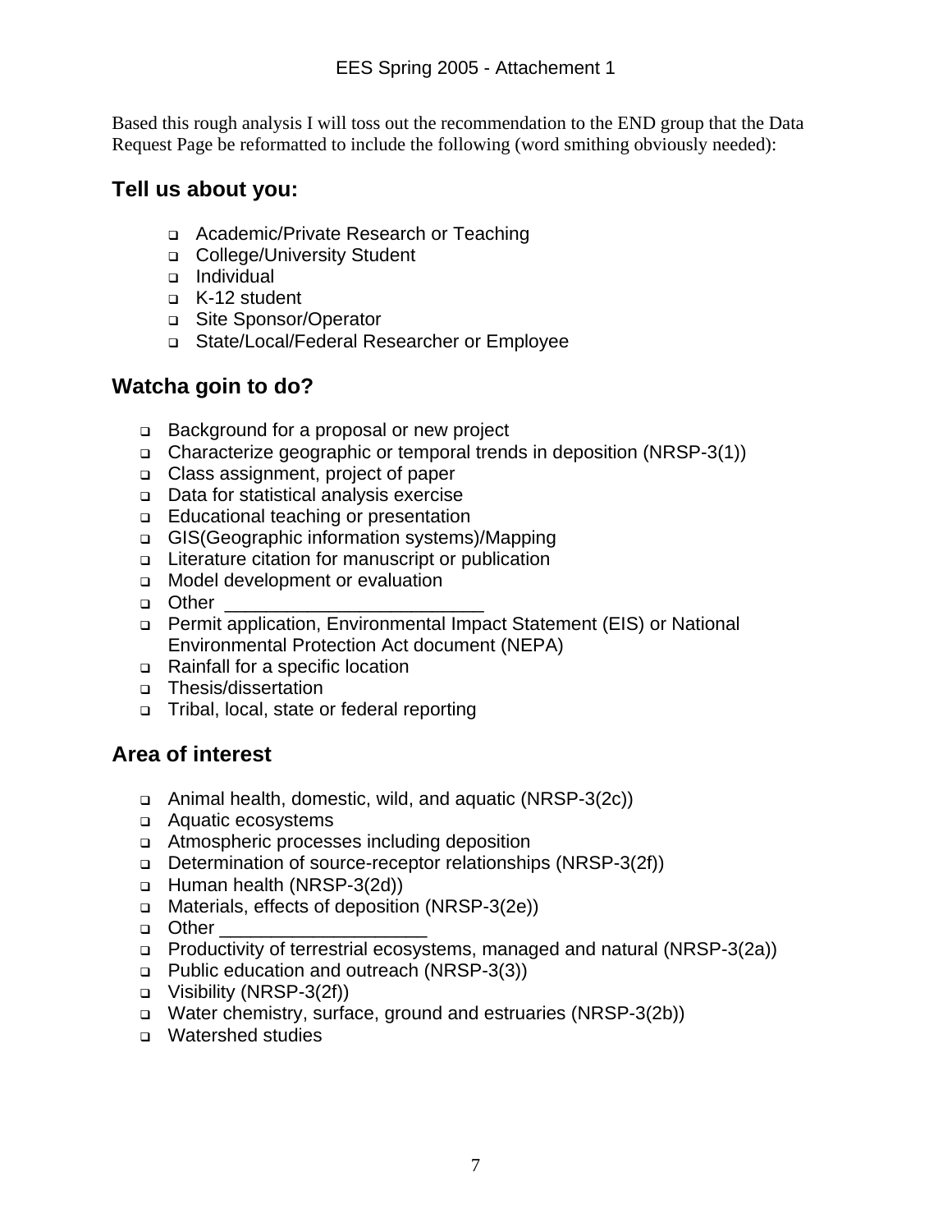Based this rough analysis I will toss out the recommendation to the END group that the Data Request Page be reformatted to include the following (word smithing obviously needed):

## Tell us about you:

- Academic/Private Research or Teaching
- College/University Student
- Individual
- K-12 student
- Site Sponsor/Operator
- State/Local/Federal Researcher or Employee

## Watcha goin to do?

- Background for a proposal or new project
- Characterize geographic or temporal trends in deposition (NRSP-3(1))
- Class assignment, project of paper
- Data for statistical analysis exercise
- Educational teaching or presentation
- GIS(Geographic information systems)/Mapping
- Literature citation for manuscript or publication
- Model development or evaluation
- Other ________________________
- Permit application, Environmental Impact Statement (EIS) or National Environmental Protection Act document (NEPA)
- Rainfall for a specific location
- Thesis/dissertation
- Tribal, local, state or federal reporting

## Area of interest

- Animal health, domestic, wild, and aquatic (NRSP-3(2c))
- Aquatic ecosystems
- Atmospheric processes including deposition
- Determination of source-receptor relationships (NRSP-3(2f))
- Human health (NRSP-3(2d))
- Materials, effects of deposition (NRSP-3(2e))
- Other ____________________
- Productivity of terrestrial ecosystems, managed and natural (NRSP-3(2a))
- Public education and outreach (NRSP-3(3))
- Visibility (NRSP-3(2f))
- Water chemistry, surface, ground and estruaries (NRSP-3(2b))
- Watershed studies